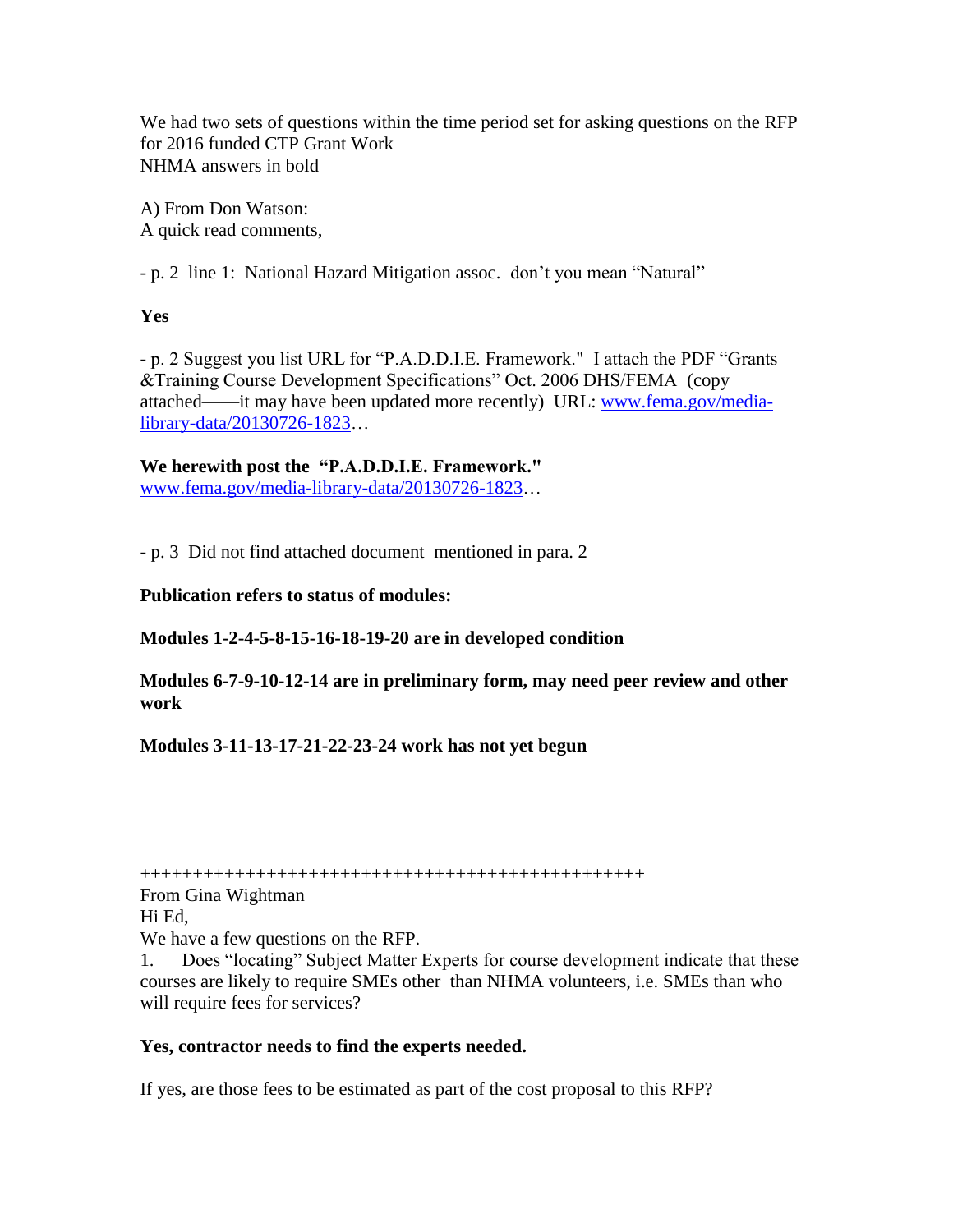We had two sets of questions within the time period set for asking questions on the RFP for 2016 funded CTP Grant Work
NHMA answers in bold

A) From Don Watson:
A quick read comments,

- p. 2 line 1: National Hazard Mitigation assoc. don't you mean "Natural"

**Yes**

- p. 2 Suggest you list URL for "P.A.D.D.I.E. Framework." I attach the PDF "Grants &Training Course Development Specifications" Oct. 2006 DHS/FEMA (copy attached——it may have been updated more recently) URL: www.fema.gov/media-library-data/20130726-1823…

**We herewith post the "P.A.D.D.I.E. Framework."**
www.fema.gov/media-library-data/20130726-1823…

- p. 3 Did not find attached document mentioned in para. 2

**Publication refers to status of modules:**

**Modules 1-2-4-5-8-15-16-18-19-20 are in developed condition**

**Modules 6-7-9-10-12-14 are in preliminary form, may need peer review and other work**

**Modules 3-11-13-17-21-22-23-24 work has not yet begun**

++++++++++++++++++++++++++++++++++++++++++++++++++

From Gina Wightman
Hi Ed,
We have a few questions on the RFP.

1. Does "locating" Subject Matter Experts for course development indicate that these courses are likely to require SMEs other than NHMA volunteers, i.e. SMEs than who will require fees for services?

**Yes, contractor needs to find the experts needed.**

If yes, are those fees to be estimated as part of the cost proposal to this RFP?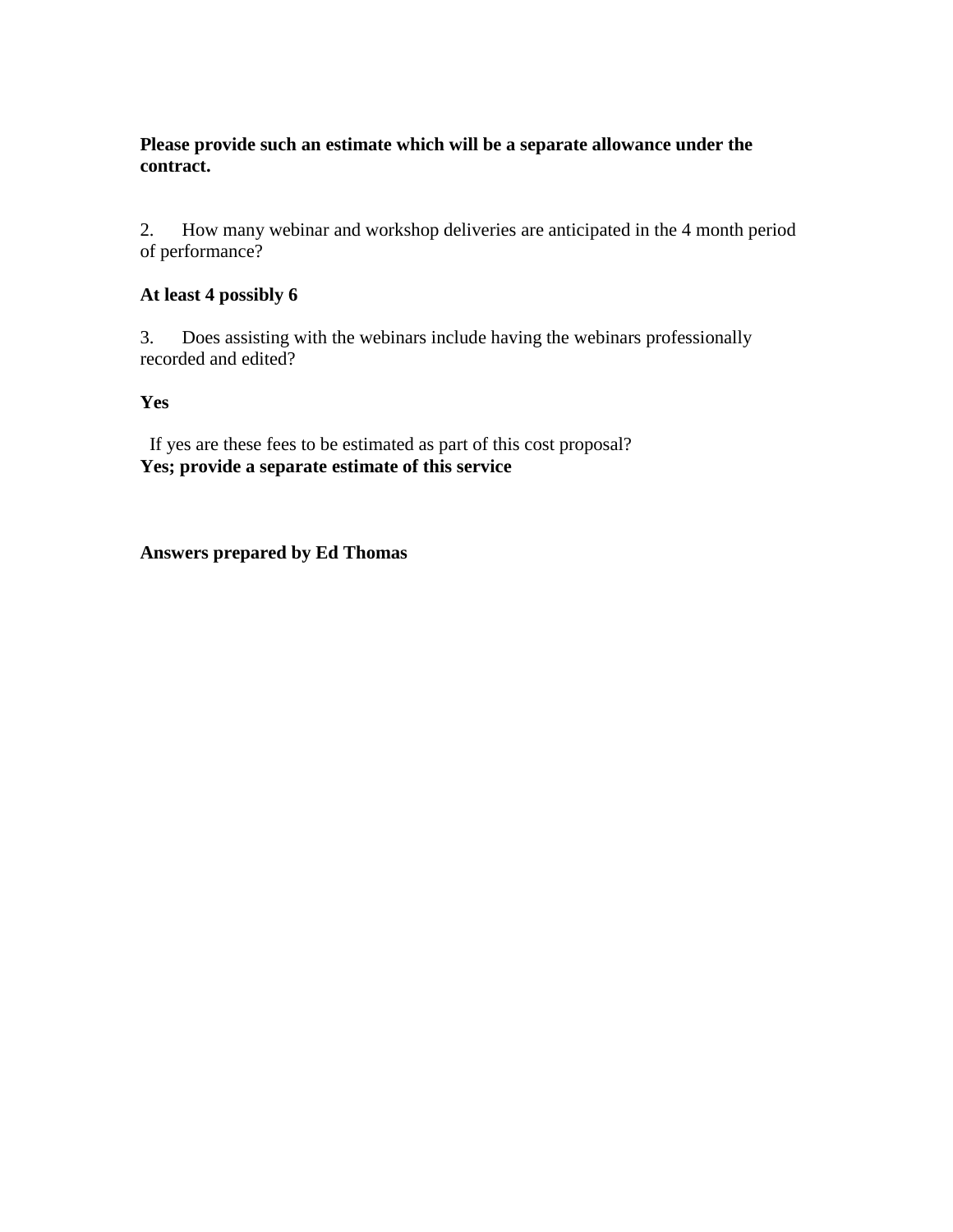**Please provide such an estimate which will be a separate allowance under the contract.**

2. How many webinar and workshop deliveries are anticipated in the 4 month period of performance?

**At least 4 possibly 6**

3. Does assisting with the webinars include having the webinars professionally recorded and edited?

**Yes**

If yes are these fees to be estimated as part of this cost proposal?
**Yes; provide a separate estimate of this service**

**Answers prepared by Ed Thomas**